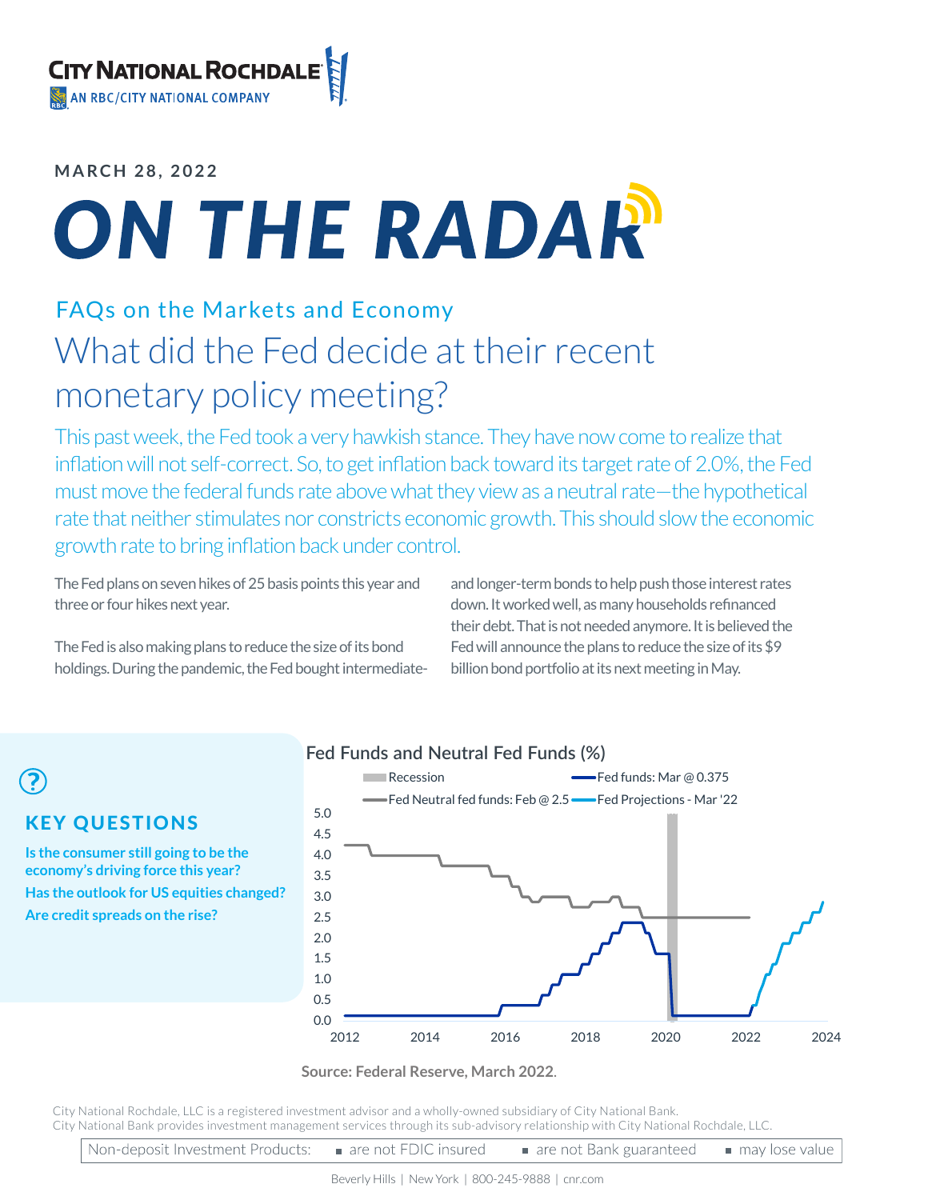MARCH 28, 2022

# ON THE RADAR

## FAQs on the Markets and Economy

# What did the Fed decide at their recent monetary policy meeting?

This past week, the Fed took a very hawkish stance. They have now come to realize that inflation will not self-correct. So, to get inflation back toward its target rate of 2.0%, the Fed must move the federal funds rate above what they view as a neutral rate—the hypothetical rate that neither stimulates nor constricts economic growth. This should slow the economic growth rate to bring inflation back under control.

The Fed plans on seven hikes of 25 basis points this year and three or four hikes next year.

The Fed is also making plans to reduce the size of its bond holdings. During the pandemic, the Fed bought intermediate- and longer-term bonds to help push those interest rates down. It worked well, as many households refinanced their debt. That is not needed anymore. It is believed the Fed will announce the plans to reduce the size of its $9 billion bond portfolio at its next meeting in May.

### KEY QUESTIONS

**Is the consumer still going to be the economy's driving force this year?**
**Has the outlook for US equities changed?**
**Are credit spreads on the rise?**

**Fed Funds and Neutral Fed Funds (%)**

Recession | Fed funds: Mar @ 0.375 | Fed Neutral fed funds: Feb @ 2.5 | Fed Projections - Mar '22

**Source: Federal Reserve, March 2022.**

City National Rochdale, LLC is a registered investment advisor and a wholly-owned subsidiary of City National Bank.
City National Bank provides investment management services through its sub-advisory relationship with City National Rochdale, LLC.

Non-deposit Investment Products: ■ are not FDIC insured ■ are not Bank guaranteed ■ may lose value

Beverly Hills | New York | 800-245-9888 | cnr.com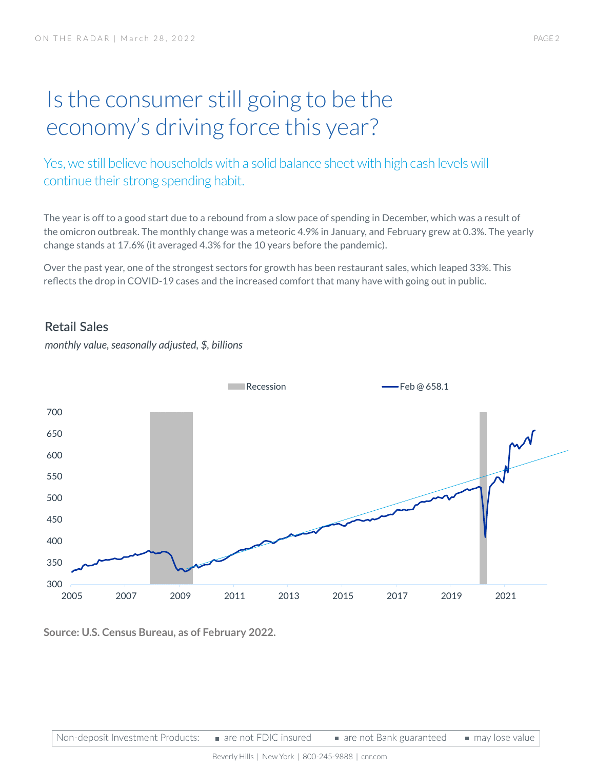# Is the consumer still going to be the economy's driving force this year?

## Yes, we still believe households with a solid balance sheet with high cash levels will continue their strong spending habit.

The year is off to a good start due to a rebound from a slow pace of spending in December, which was a result of the omicron outbreak. The monthly change was a meteoric 4.9% in January, and February grew at 0.3%. The yearly change stands at 17.6% (it averaged 4.3% for the 10 years before the pandemic).

Over the past year, one of the strongest sectors for growth has been restaurant sales, which leaped 33%. This reflects the drop in COVID-19 cases and the increased comfort that many have with going out in public.

**Retail Sales**

*monthly value, seasonally adjusted, $, billions*

Recession — Feb @ 658.1

**Source: U.S. Census Bureau, as of February 2022.**

Non-deposit Investment Products: ▪ are not FDIC insured ▪ are not Bank guaranteed ▪ may lose value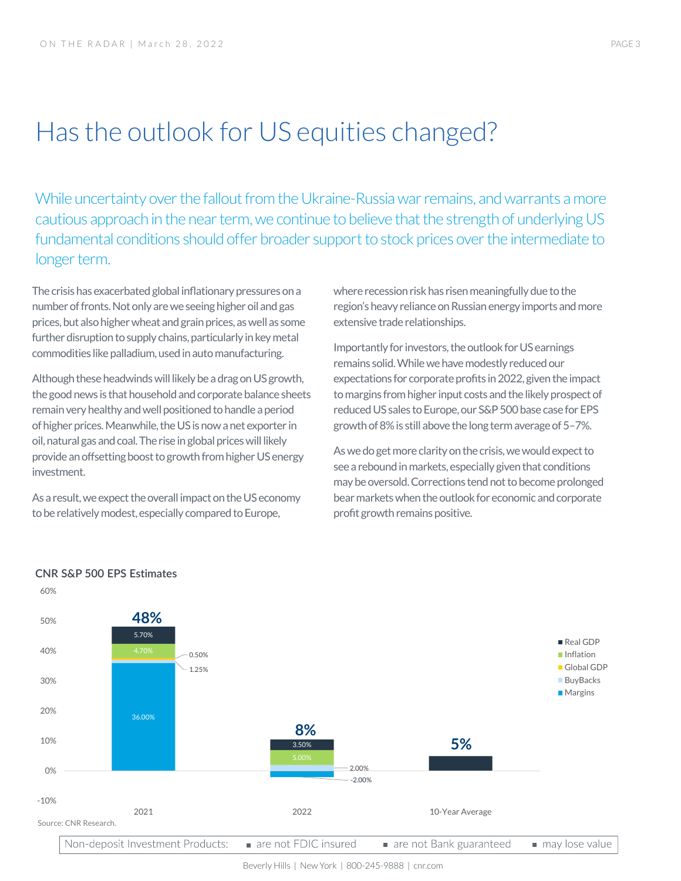# Has the outlook for US equities changed?

While uncertainty over the fallout from the Ukraine-Russia war remains, and warrants a more cautious approach in the near term, we continue to believe that the strength of underlying US fundamental conditions should offer broader support to stock prices over the intermediate to longer term.

The crisis has exacerbated global inflationary pressures on a number of fronts. Not only are we seeing higher oil and gas prices, but also higher wheat and grain prices, as well as some further disruption to supply chains, particularly in key metal commodities like palladium, used in auto manufacturing.

Although these headwinds will likely be a drag on US growth, the good news is that household and corporate balance sheets remain very healthy and well positioned to handle a period of higher prices. Meanwhile, the US is now a net exporter in oil, natural gas and coal. The rise in global prices will likely provide an offsetting boost to growth from higher US energy investment.

As a result, we expect the overall impact on the US economy to be relatively modest, especially compared to Europe, where recession risk has risen meaningfully due to the region's heavy reliance on Russian energy imports and more extensive trade relationships.

Importantly for investors, the outlook for US earnings remains solid. While we have modestly reduced our expectations for corporate profits in 2022, given the impact to margins from higher input costs and the likely prospect of reduced US sales to Europe, our S&P 500 base case for EPS growth of 8% is still above the long term average of 5–7%.

As we do get more clarity on the crisis, we would expect to see a rebound in markets, especially given that conditions may be oversold. Corrections tend not to become prolonged bear markets when the outlook for economic and corporate profit growth remains positive.

**CNR S&P 500 EPS Estimates**

| | 2021 | 2022 | 10-Year Average |
|---|---|---|---|
| Real GDP | 5.70% | 3.50% | |
| Inflation | 4.70% | 5.00% | |
| Global GDP | 0.50% | | |
| BuyBacks | 1.25% | 2.00% | |
| Margins | 36.00% | -2.00% | |
| **Total** | **48%** | **8%** | **5%** |

Source: CNR Research.

Non-deposit Investment Products: ■ are not FDIC insured ■ are not Bank guaranteed ■ may lose value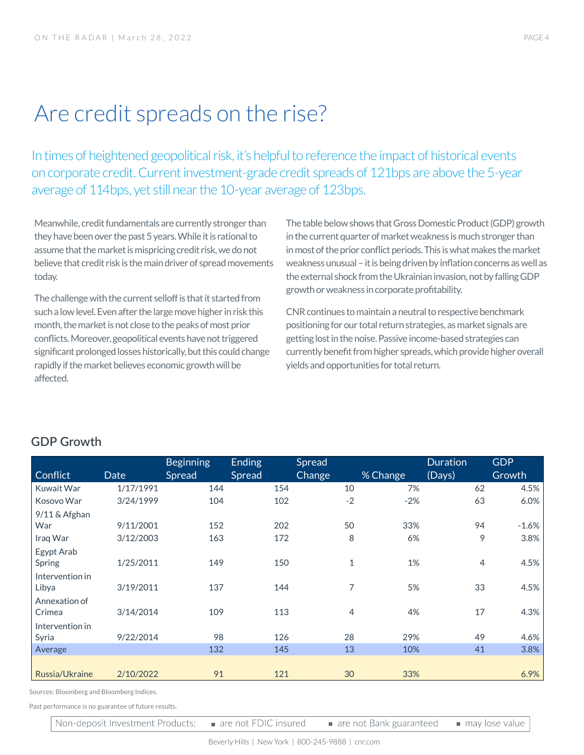# Are credit spreads on the rise?

In times of heightened geopolitical risk, it's helpful to reference the impact of historical events on corporate credit. Current investment-grade credit spreads of 121bps are above the 5-year average of 114bps, yet still near the 10-year average of 123bps.

Meanwhile, credit fundamentals are currently stronger than they have been over the past 5 years. While it is rational to assume that the market is mispricing credit risk, we do not believe that credit risk is the main driver of spread movements today.

The challenge with the current selloff is that it started from such a low level. Even after the large move higher in risk this month, the market is not close to the peaks of most prior conflicts. Moreover, geopolitical events have not triggered significant prolonged losses historically, but this could change rapidly if the market believes economic growth will be affected.

The table below shows that Gross Domestic Product (GDP) growth in the current quarter of market weakness is much stronger than in most of the prior conflict periods. This is what makes the market weakness unusual – it is being driven by inflation concerns as well as the external shock from the Ukrainian invasion, not by falling GDP growth or weakness in corporate profitability.

CNR continues to maintain a neutral to respective benchmark positioning for our total return strategies, as market signals are getting lost in the noise. Passive income-based strategies can currently benefit from higher spreads, which provide higher overall yields and opportunities for total return.

## GDP Growth

| Conflict | Date | Beginning Spread | Ending Spread | Spread Change | % Change | Duration (Days) | GDP Growth |
|---|---|---|---|---|---|---|---|
| Kuwait War | 1/17/1991 | 144 | 154 | 10 | 7% | 62 | 4.5% |
| Kosovo War | 3/24/1999 | 104 | 102 | -2 | -2% | 63 | 6.0% |
| 9/11 & Afghan War | 9/11/2001 | 152 | 202 | 50 | 33% | 94 | -1.6% |
| Iraq War | 3/12/2003 | 163 | 172 | 8 | 6% | 9 | 3.8% |
| Egypt Arab Spring | 1/25/2011 | 149 | 150 | 1 | 1% | 4 | 4.5% |
| Intervention in Libya | 3/19/2011 | 137 | 144 | 7 | 5% | 33 | 4.5% |
| Annexation of Crimea | 3/14/2014 | 109 | 113 | 4 | 4% | 17 | 4.3% |
| Intervention in Syria | 9/22/2014 | 98 | 126 | 28 | 29% | 49 | 4.6% |
| Average | | 132 | 145 | 13 | 10% | 41 | 3.8% |
| Russia/Ukraine | 2/10/2022 | 91 | 121 | 30 | 33% | | 6.9% |

Sources: Bloomberg and Bloomberg Indices.

Past performance is no guarantee of future results.

Non-deposit Investment Products: ▪ are not FDIC insured ▪ are not Bank guaranteed ▪ may lose value

Beverly Hills | New York | 800-245-9888 | cnr.com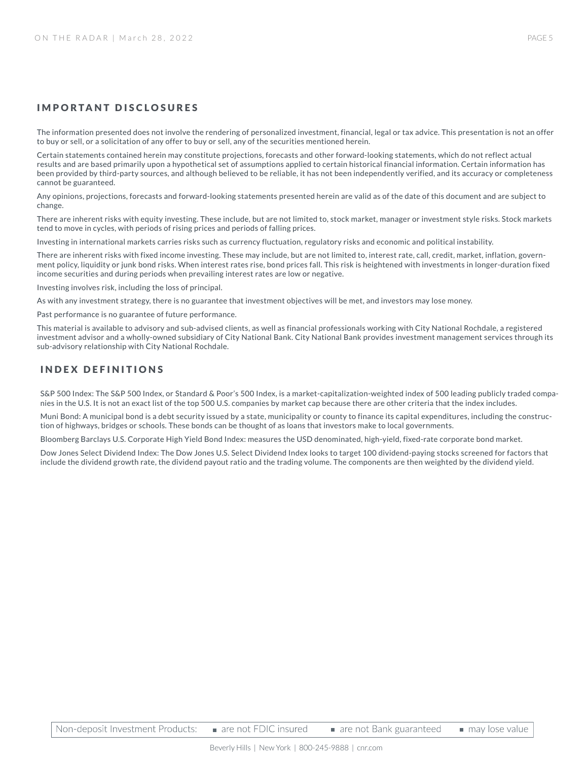## IMPORTANT DISCLOSURES

The information presented does not involve the rendering of personalized investment, financial, legal or tax advice. This presentation is not an offer to buy or sell, or a solicitation of any offer to buy or sell, any of the securities mentioned herein.

Certain statements contained herein may constitute projections, forecasts and other forward-looking statements, which do not reflect actual results and are based primarily upon a hypothetical set of assumptions applied to certain historical financial information. Certain information has been provided by third-party sources, and although believed to be reliable, it has not been independently verified, and its accuracy or completeness cannot be guaranteed.

Any opinions, projections, forecasts and forward-looking statements presented herein are valid as of the date of this document and are subject to change.

There are inherent risks with equity investing. These include, but are not limited to, stock market, manager or investment style risks. Stock markets tend to move in cycles, with periods of rising prices and periods of falling prices.

Investing in international markets carries risks such as currency fluctuation, regulatory risks and economic and political instability.

There are inherent risks with fixed income investing. These may include, but are not limited to, interest rate, call, credit, market, inflation, government policy, liquidity or junk bond risks. When interest rates rise, bond prices fall. This risk is heightened with investments in longer-duration fixed income securities and during periods when prevailing interest rates are low or negative.

Investing involves risk, including the loss of principal.

As with any investment strategy, there is no guarantee that investment objectives will be met, and investors may lose money.

Past performance is no guarantee of future performance.

This material is available to advisory and sub-advised clients, as well as financial professionals working with City National Rochdale, a registered investment advisor and a wholly-owned subsidiary of City National Bank. City National Bank provides investment management services through its sub-advisory relationship with City National Rochdale.

## INDEX DEFINITIONS

S&P 500 Index: The S&P 500 Index, or Standard & Poor's 500 Index, is a market-capitalization-weighted index of 500 leading publicly traded companies in the U.S. It is not an exact list of the top 500 U.S. companies by market cap because there are other criteria that the index includes.

Muni Bond: A municipal bond is a debt security issued by a state, municipality or county to finance its capital expenditures, including the construction of highways, bridges or schools. These bonds can be thought of as loans that investors make to local governments.

Bloomberg Barclays U.S. Corporate High Yield Bond Index: measures the USD denominated, high-yield, fixed-rate corporate bond market.

Dow Jones Select Dividend Index: The Dow Jones U.S. Select Dividend Index looks to target 100 dividend-paying stocks screened for factors that include the dividend growth rate, the dividend payout ratio and the trading volume. The components are then weighted by the dividend yield.

Non-deposit Investment Products: ■ are not FDIC insured ■ are not Bank guaranteed ■ may lose value

Beverly Hills | New York | 800-245-9888 | cnr.com